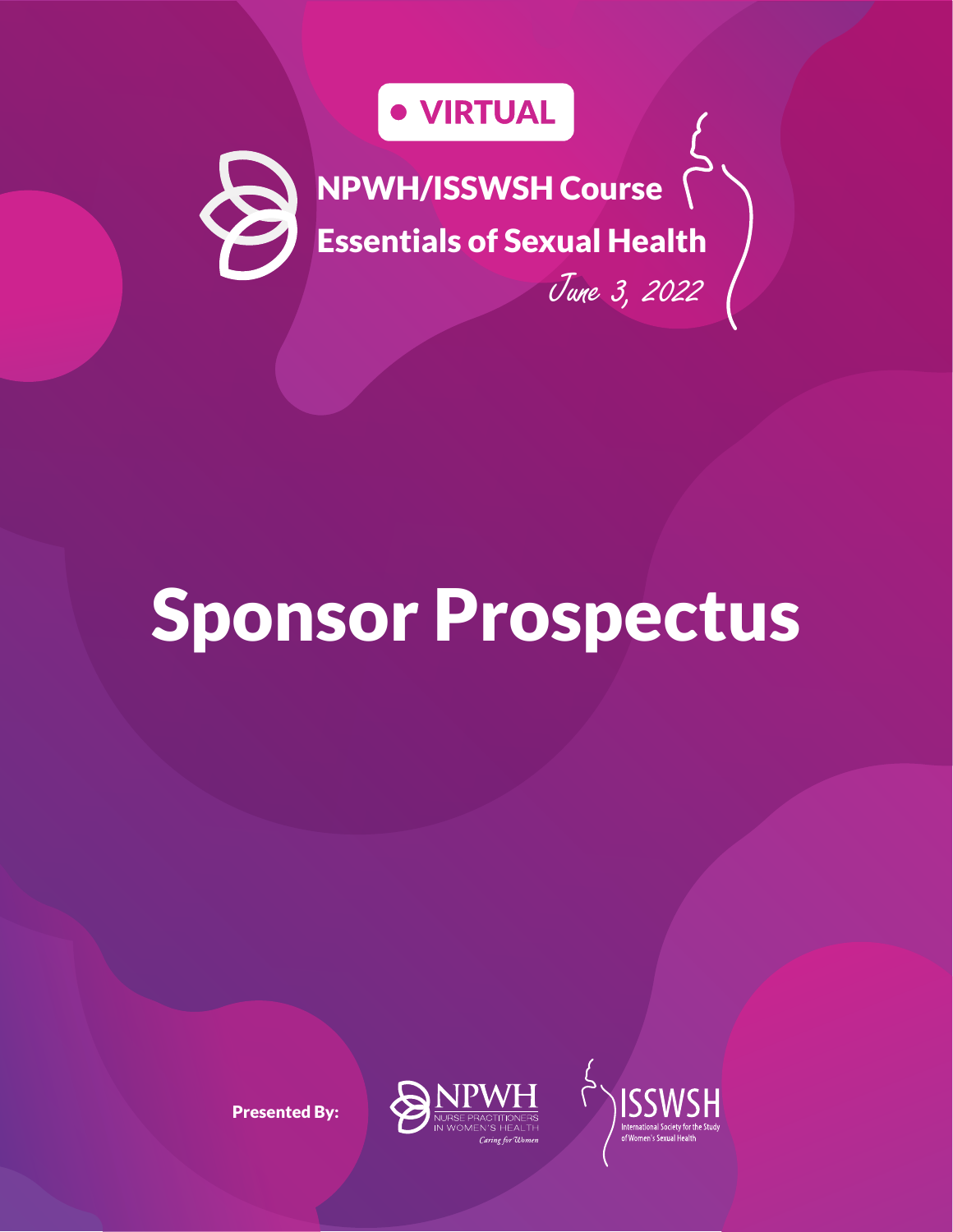VIRTUAL

# NPWH/ISSWSH Course
# Essentials of Sexual Health

*June 3, 2022*

# Sponsor Prospectus

**Presented By:**

NPWH NURSE PRACTITIONERS IN WOMEN'S HEALTH *Caring for Women*

ISSWSH International Society for the Study of Women's Sexual Health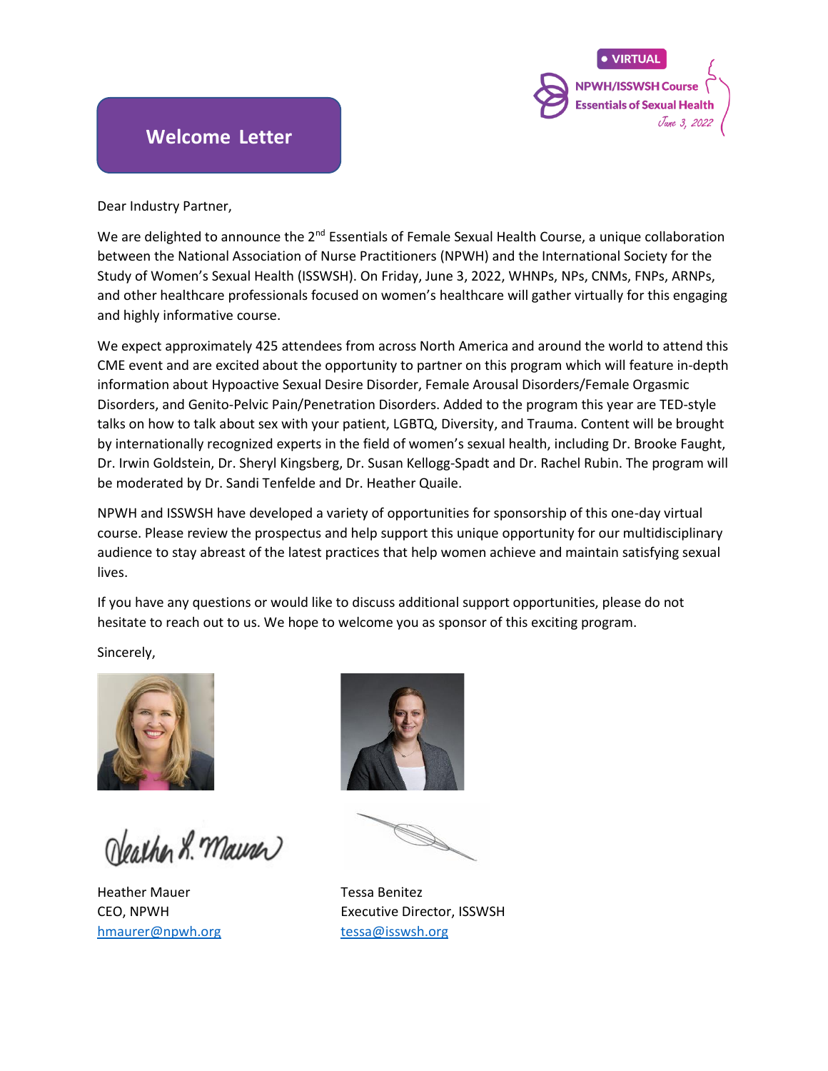VIRTUAL

NPWH/ISSWSH Course
Essentials of Sexual Health
June 3, 2022

# Welcome Letter

Dear Industry Partner,

We are delighted to announce the 2nd Essentials of Female Sexual Health Course, a unique collaboration between the National Association of Nurse Practitioners (NPWH) and the International Society for the Study of Women's Sexual Health (ISSWSH). On Friday, June 3, 2022, WHNPs, NPs, CNMs, FNPs, ARNPs, and other healthcare professionals focused on women's healthcare will gather virtually for this engaging and highly informative course.

We expect approximately 425 attendees from across North America and around the world to attend this CME event and are excited about the opportunity to partner on this program which will feature in-depth information about Hypoactive Sexual Desire Disorder, Female Arousal Disorders/Female Orgasmic Disorders, and Genito-Pelvic Pain/Penetration Disorders. Added to the program this year are TED-style talks on how to talk about sex with your patient, LGBTQ, Diversity, and Trauma. Content will be brought by internationally recognized experts in the field of women's sexual health, including Dr. Brooke Faught, Dr. Irwin Goldstein, Dr. Sheryl Kingsberg, Dr. Susan Kellogg-Spadt and Dr. Rachel Rubin. The program will be moderated by Dr. Sandi Tenfelde and Dr. Heather Quaile.

NPWH and ISSWSH have developed a variety of opportunities for sponsorship of this one-day virtual course. Please review the prospectus and help support this unique opportunity for our multidisciplinary audience to stay abreast of the latest practices that help women achieve and maintain satisfying sexual lives.

If you have any questions or would like to discuss additional support opportunities, please do not hesitate to reach out to us. We hope to welcome you as sponsor of this exciting program.

Sincerely,

Heather Mauer
CEO, NPWH
hmaurer@npwh.org

Tessa Benitez
Executive Director, ISSWSH
tessa@isswsh.org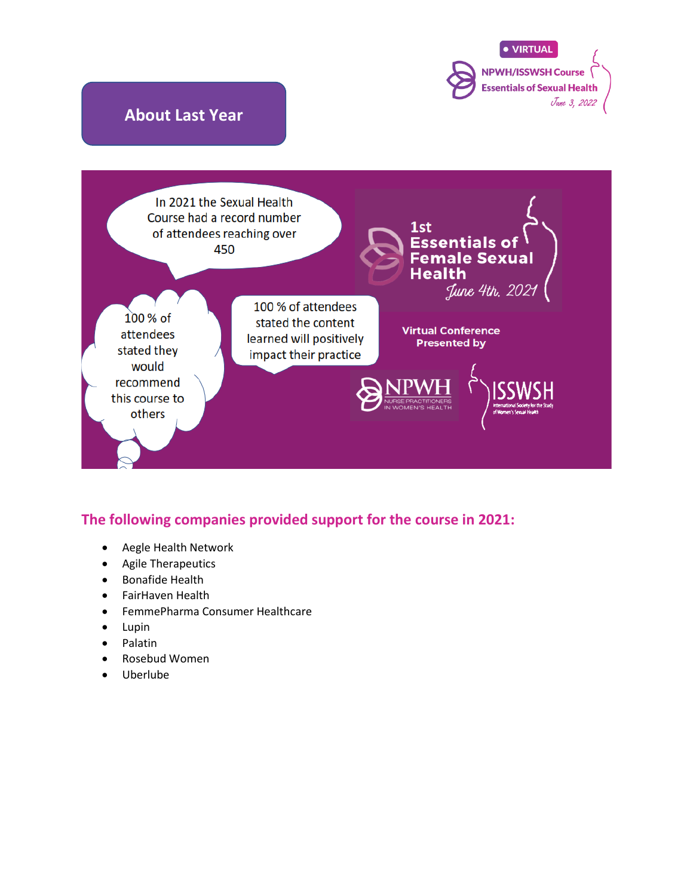VIRTUAL

NPWH/ISSWSH Course
Essentials of Sexual Health
June 3, 2022

## About Last Year

In 2021 the Sexual Health Course had a record number of attendees reaching over 450

100 % of attendees stated they would recommend this course to others

100 % of attendees stated the content learned will positively impact their practice

1st Essentials of Female Sexual Health
June 4th, 2021

Virtual Conference Presented by

NPWH NURSE PRACTITIONERS IN WOMEN'S HEALTH

ISSWSH International Society for the Study of Women's Sexual Health

### The following companies provided support for the course in 2021:

- Aegle Health Network
- Agile Therapeutics
- Bonafide Health
- FairHaven Health
- FemmePharma Consumer Healthcare
- Lupin
- Palatin
- Rosebud Women
- Uberlube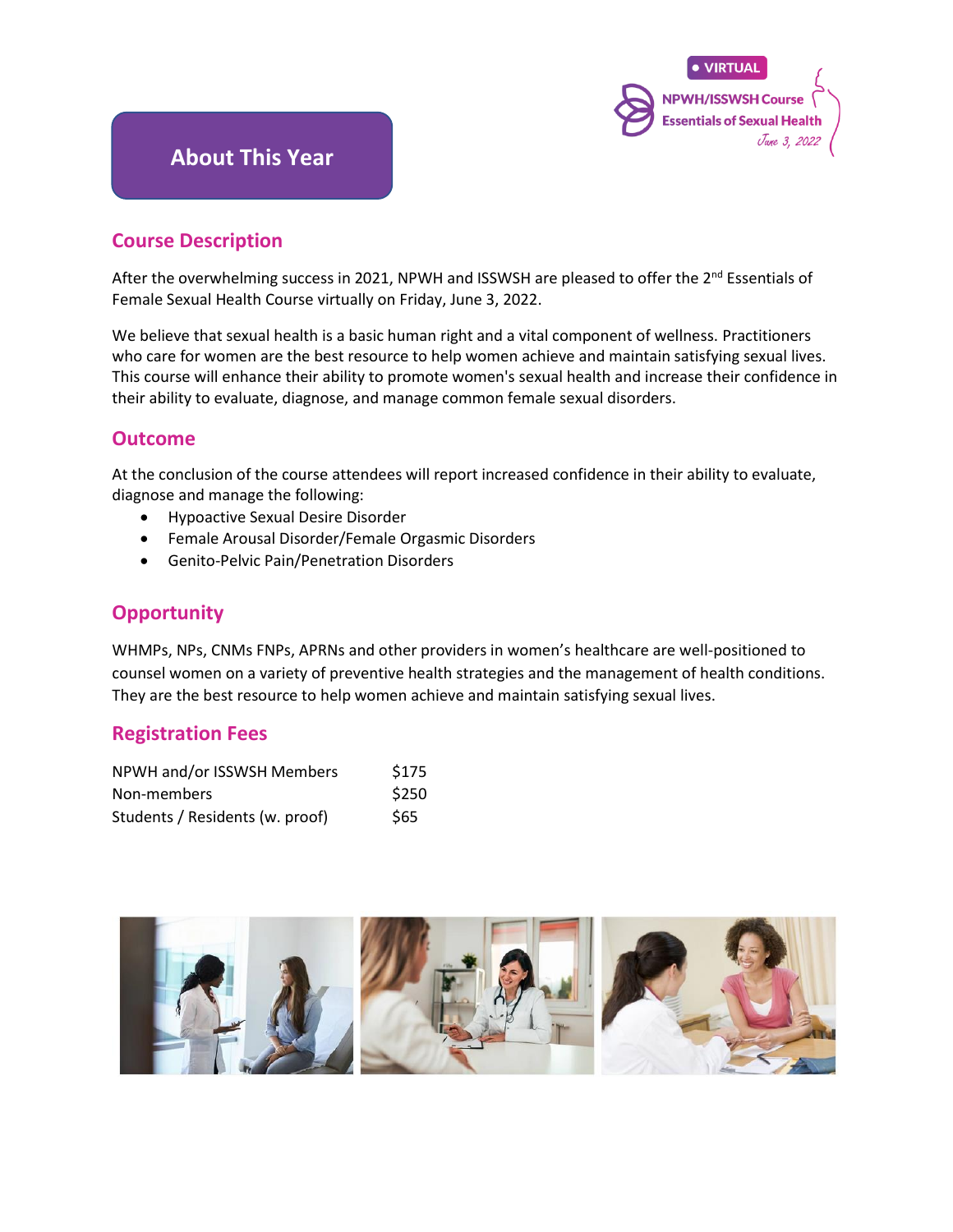# About This Year

• VIRTUAL
NPWH/ISSWSH Course
Essentials of Sexual Health
*June 3, 2022*

## Course Description

After the overwhelming success in 2021, NPWH and ISSWSH are pleased to offer the 2nd Essentials of Female Sexual Health Course virtually on Friday, June 3, 2022.

We believe that sexual health is a basic human right and a vital component of wellness. Practitioners who care for women are the best resource to help women achieve and maintain satisfying sexual lives. This course will enhance their ability to promote women's sexual health and increase their confidence in their ability to evaluate, diagnose, and manage common female sexual disorders.

## Outcome

At the conclusion of the course attendees will report increased confidence in their ability to evaluate, diagnose and manage the following:

- Hypoactive Sexual Desire Disorder
- Female Arousal Disorder/Female Orgasmic Disorders
- Genito-Pelvic Pain/Penetration Disorders

## Opportunity

WHMPs, NPs, CNMs FNPs, APRNs and other providers in women's healthcare are well-positioned to counsel women on a variety of preventive health strategies and the management of health conditions. They are the best resource to help women achieve and maintain satisfying sexual lives.

## Registration Fees

| | |
|---|---|
| NPWH and/or ISSWSH Members | $175 |
| Non-members | $250 |
| Students / Residents (w. proof) | $65 |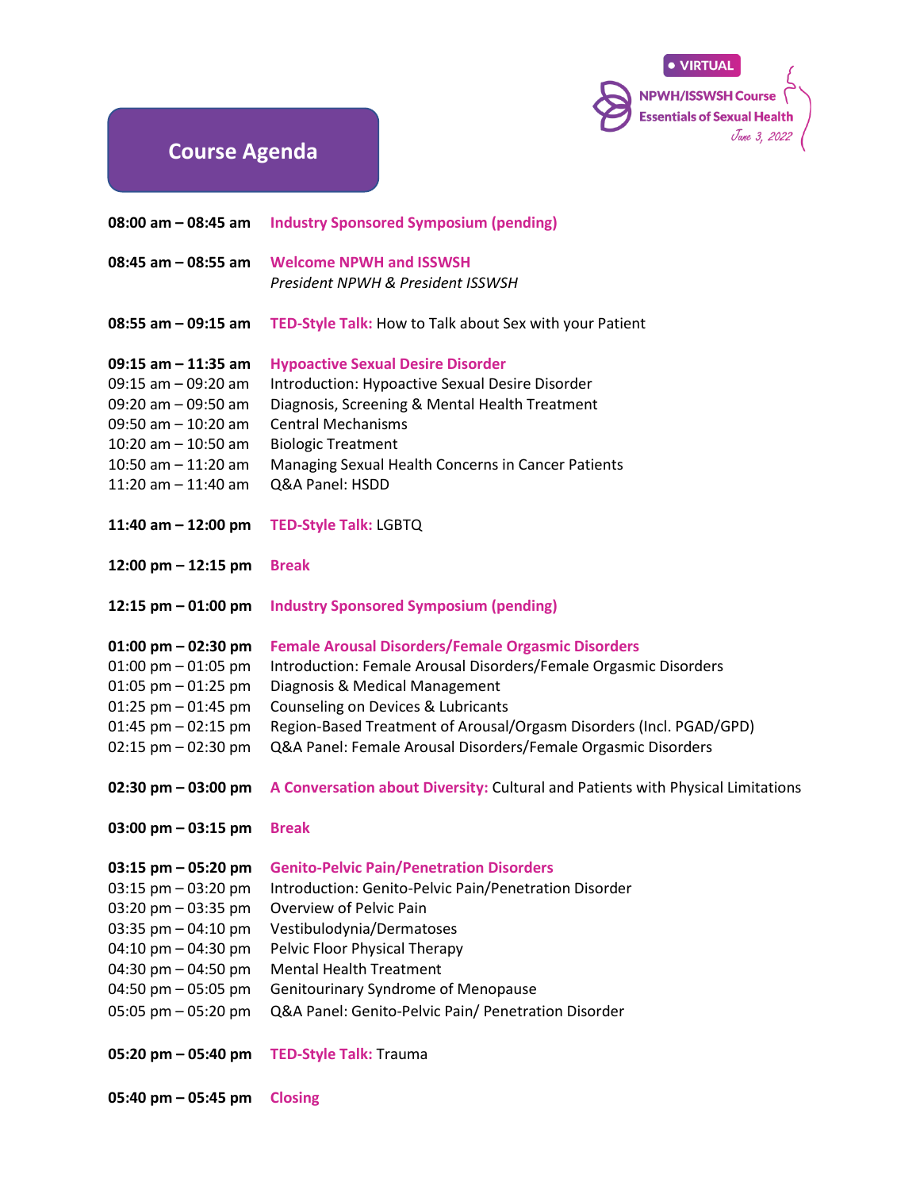VIRTUAL

NPWH/ISSWSH Course
Essentials of Sexual Health
June 3, 2022

# Course Agenda

**08:00 am – 08:45 am** **Industry Sponsored Symposium (pending)**

**08:45 am – 08:55 am** **Welcome NPWH and ISSWSH**
*President NPWH & President ISSWSH*

**08:55 am – 09:15 am** **TED-Style Talk:** How to Talk about Sex with your Patient

**09:15 am – 11:35 am** **Hypoactive Sexual Desire Disorder**
09:15 am – 09:20 am Introduction: Hypoactive Sexual Desire Disorder
09:20 am – 09:50 am Diagnosis, Screening & Mental Health Treatment
09:50 am – 10:20 am Central Mechanisms
10:20 am – 10:50 am Biologic Treatment
10:50 am – 11:20 am Managing Sexual Health Concerns in Cancer Patients
11:20 am – 11:40 am Q&A Panel: HSDD

**11:40 am – 12:00 pm** **TED-Style Talk:** LGBTQ

**12:00 pm – 12:15 pm** **Break**

**12:15 pm – 01:00 pm** **Industry Sponsored Symposium (pending)**

**01:00 pm – 02:30 pm** **Female Arousal Disorders/Female Orgasmic Disorders**
01:00 pm – 01:05 pm Introduction: Female Arousal Disorders/Female Orgasmic Disorders
01:05 pm – 01:25 pm Diagnosis & Medical Management
01:25 pm – 01:45 pm Counseling on Devices & Lubricants
01:45 pm – 02:15 pm Region-Based Treatment of Arousal/Orgasm Disorders (Incl. PGAD/GPD)
02:15 pm – 02:30 pm Q&A Panel: Female Arousal Disorders/Female Orgasmic Disorders

**02:30 pm – 03:00 pm** **A Conversation about Diversity:** Cultural and Patients with Physical Limitations

**03:00 pm – 03:15 pm** **Break**

**03:15 pm – 05:20 pm** **Genito-Pelvic Pain/Penetration Disorders**
03:15 pm – 03:20 pm Introduction: Genito-Pelvic Pain/Penetration Disorder
03:20 pm – 03:35 pm Overview of Pelvic Pain
03:35 pm – 04:10 pm Vestibulodynia/Dermatoses
04:10 pm – 04:30 pm Pelvic Floor Physical Therapy
04:30 pm – 04:50 pm Mental Health Treatment
04:50 pm – 05:05 pm Genitourinary Syndrome of Menopause
05:05 pm – 05:20 pm Q&A Panel: Genito-Pelvic Pain/ Penetration Disorder

**05:20 pm – 05:40 pm** **TED-Style Talk:** Trauma

**05:40 pm – 05:45 pm** **Closing**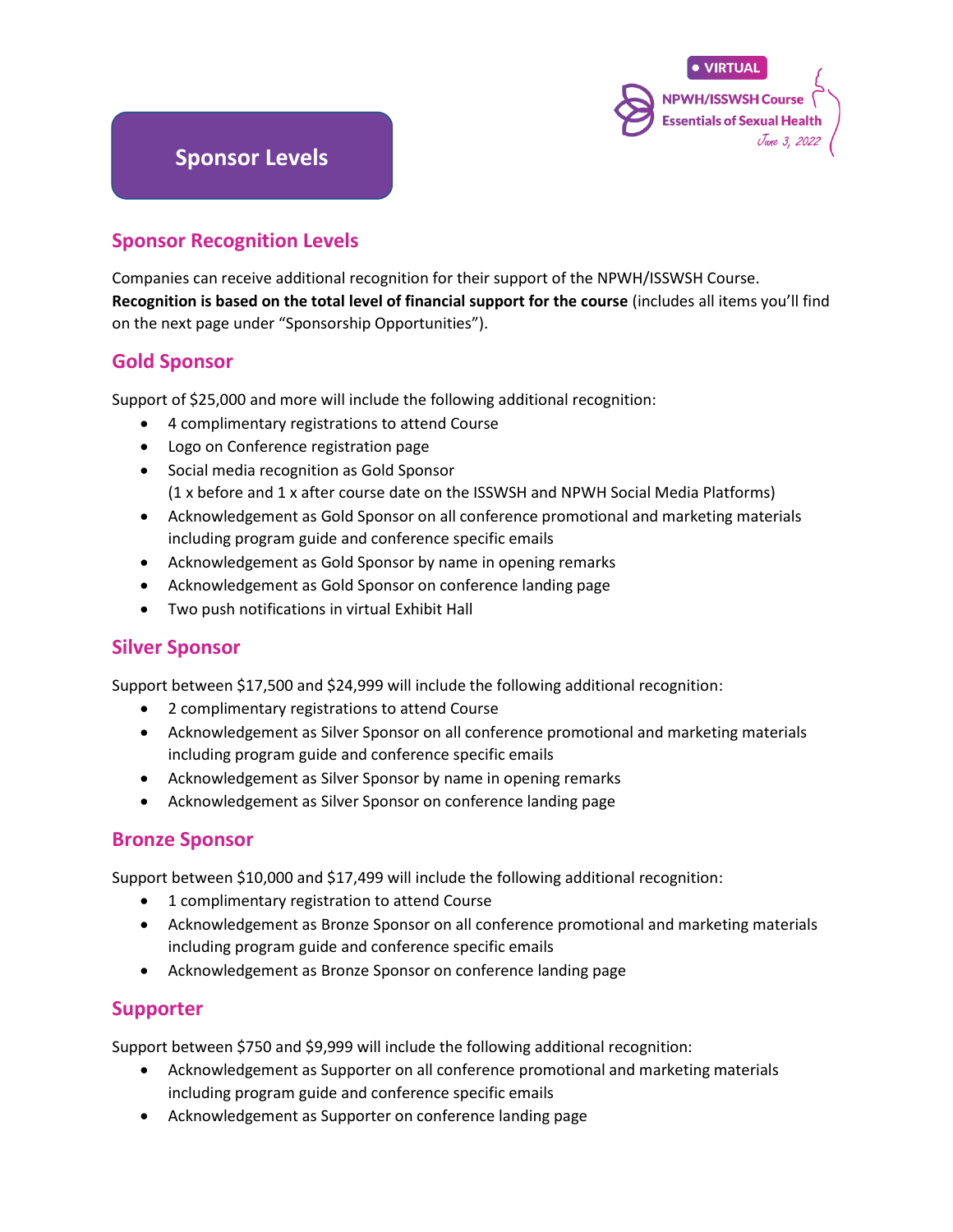# Sponsor Levels

## Sponsor Recognition Levels

Companies can receive additional recognition for their support of the NPWH/ISSWSH Course. **Recognition is based on the total level of financial support for the course** (includes all items you'll find on the next page under "Sponsorship Opportunities").

## Gold Sponsor

Support of $25,000 and more will include the following additional recognition:

- 4 complimentary registrations to attend Course
- Logo on Conference registration page
- Social media recognition as Gold Sponsor
  (1 x before and 1 x after course date on the ISSWSH and NPWH Social Media Platforms)
- Acknowledgement as Gold Sponsor on all conference promotional and marketing materials including program guide and conference specific emails
- Acknowledgement as Gold Sponsor by name in opening remarks
- Acknowledgement as Gold Sponsor on conference landing page
- Two push notifications in virtual Exhibit Hall

## Silver Sponsor

Support between $17,500 and $24,999 will include the following additional recognition:

- 2 complimentary registrations to attend Course
- Acknowledgement as Silver Sponsor on all conference promotional and marketing materials including program guide and conference specific emails
- Acknowledgement as Silver Sponsor by name in opening remarks
- Acknowledgement as Silver Sponsor on conference landing page

## Bronze Sponsor

Support between $10,000 and $17,499 will include the following additional recognition:

- 1 complimentary registration to attend Course
- Acknowledgement as Bronze Sponsor on all conference promotional and marketing materials including program guide and conference specific emails
- Acknowledgement as Bronze Sponsor on conference landing page

## Supporter

Support between $750 and $9,999 will include the following additional recognition:

- Acknowledgement as Supporter on all conference promotional and marketing materials including program guide and conference specific emails
- Acknowledgement as Supporter on conference landing page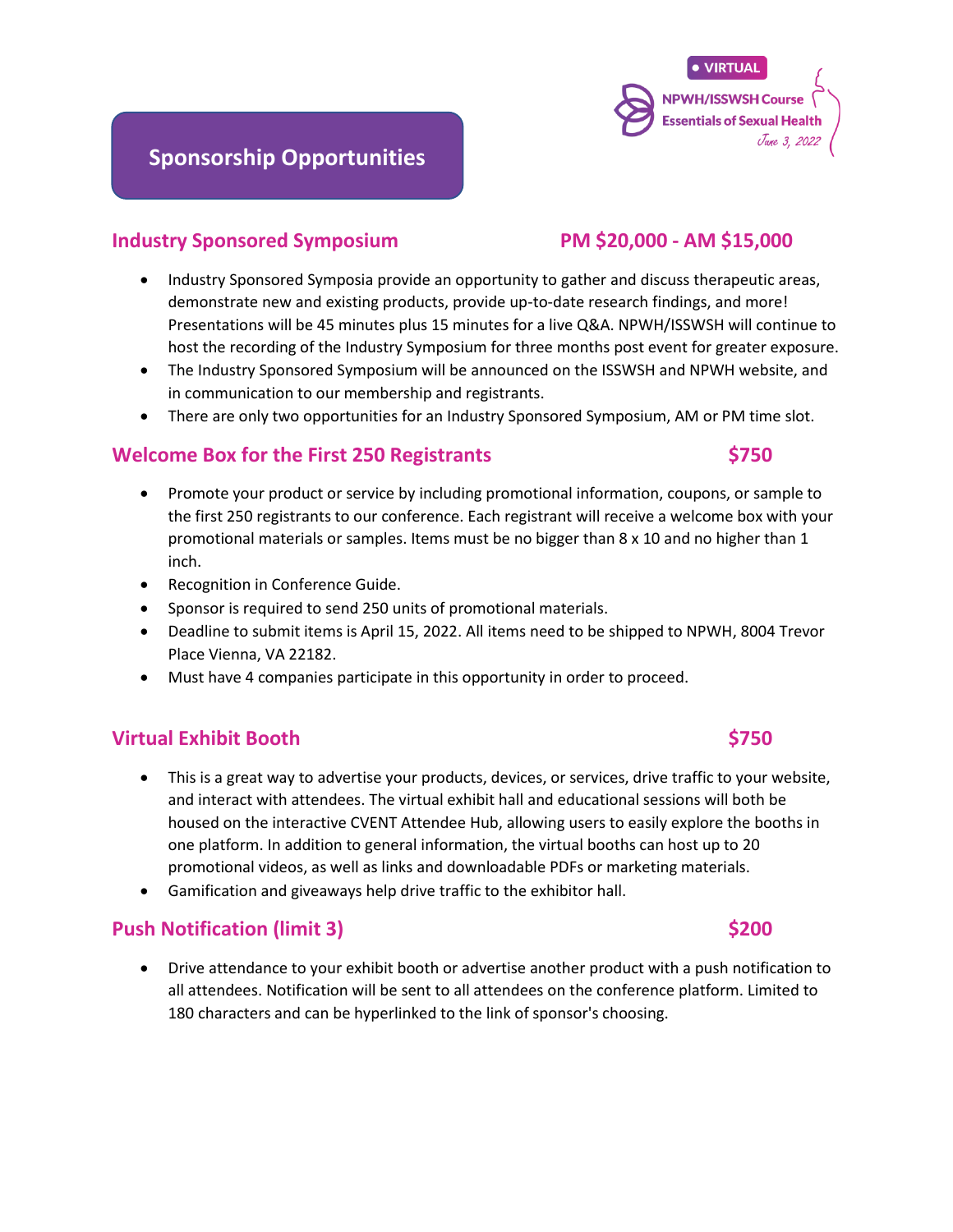## Sponsorship Opportunities

### Industry Sponsored Symposium — PM $20,000 - AM $15,000

- Industry Sponsored Symposia provide an opportunity to gather and discuss therapeutic areas, demonstrate new and existing products, provide up-to-date research findings, and more! Presentations will be 45 minutes plus 15 minutes for a live Q&A. NPWH/ISSWSH will continue to host the recording of the Industry Symposium for three months post event for greater exposure.
- The Industry Sponsored Symposium will be announced on the ISSWSH and NPWH website, and in communication to our membership and registrants.
- There are only two opportunities for an Industry Sponsored Symposium, AM or PM time slot.

### Welcome Box for the First 250 Registrants — $750

- Promote your product or service by including promotional information, coupons, or sample to the first 250 registrants to our conference. Each registrant will receive a welcome box with your promotional materials or samples. Items must be no bigger than 8 x 10 and no higher than 1 inch.
- Recognition in Conference Guide.
- Sponsor is required to send 250 units of promotional materials.
- Deadline to submit items is April 15, 2022. All items need to be shipped to NPWH, 8004 Trevor Place Vienna, VA 22182.
- Must have 4 companies participate in this opportunity in order to proceed.

### Virtual Exhibit Booth — $750

- This is a great way to advertise your products, devices, or services, drive traffic to your website, and interact with attendees. The virtual exhibit hall and educational sessions will both be housed on the interactive CVENT Attendee Hub, allowing users to easily explore the booths in one platform. In addition to general information, the virtual booths can host up to 20 promotional videos, as well as links and downloadable PDFs or marketing materials.
- Gamification and giveaways help drive traffic to the exhibitor hall.

### Push Notification (limit 3) — $200

- Drive attendance to your exhibit booth or advertise another product with a push notification to all attendees. Notification will be sent to all attendees on the conference platform. Limited to 180 characters and can be hyperlinked to the link of sponsor's choosing.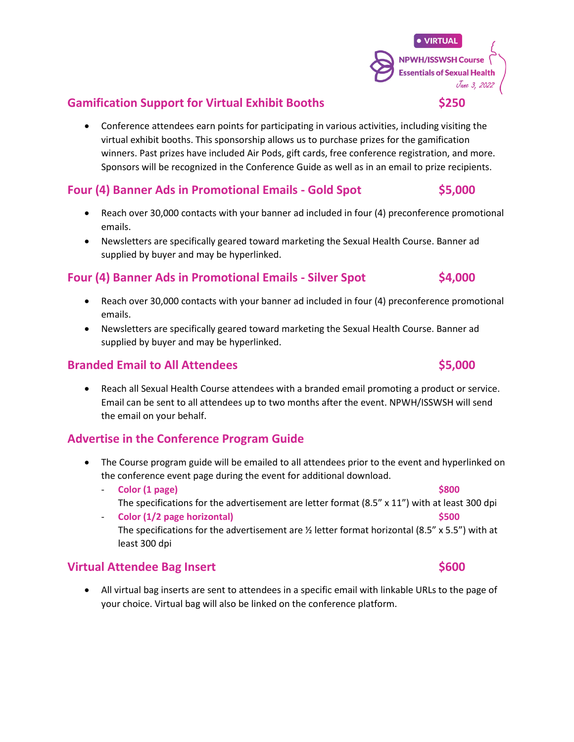## Gamification Support for Virtual Exhibit Booths — $250

- Conference attendees earn points for participating in various activities, including visiting the virtual exhibit booths. This sponsorship allows us to purchase prizes for the gamification winners. Past prizes have included Air Pods, gift cards, free conference registration, and more. Sponsors will be recognized in the Conference Guide as well as in an email to prize recipients.

## Four (4) Banner Ads in Promotional Emails - Gold Spot — $5,000

- Reach over 30,000 contacts with your banner ad included in four (4) preconference promotional emails.
- Newsletters are specifically geared toward marketing the Sexual Health Course. Banner ad supplied by buyer and may be hyperlinked.

## Four (4) Banner Ads in Promotional Emails - Silver Spot — $4,000

- Reach over 30,000 contacts with your banner ad included in four (4) preconference promotional emails.
- Newsletters are specifically geared toward marketing the Sexual Health Course. Banner ad supplied by buyer and may be hyperlinked.

## Branded Email to All Attendees — $5,000

- Reach all Sexual Health Course attendees with a branded email promoting a product or service. Email can be sent to all attendees up to two months after the event. NPWH/ISSWSH will send the email on your behalf.

## Advertise in the Conference Program Guide

- The Course program guide will be emailed to all attendees prior to the event and hyperlinked on the conference event page during the event for additional download.
  - **Color (1 page)** — **$800**
    The specifications for the advertisement are letter format (8.5” x 11”) with at least 300 dpi
  - **Color (1/2 page horizontal)** — **$500**
    The specifications for the advertisement are ½ letter format horizontal (8.5” x 5.5”) with at least 300 dpi

## Virtual Attendee Bag Insert — $600

- All virtual bag inserts are sent to attendees in a specific email with linkable URLs to the page of your choice. Virtual bag will also be linked on the conference platform.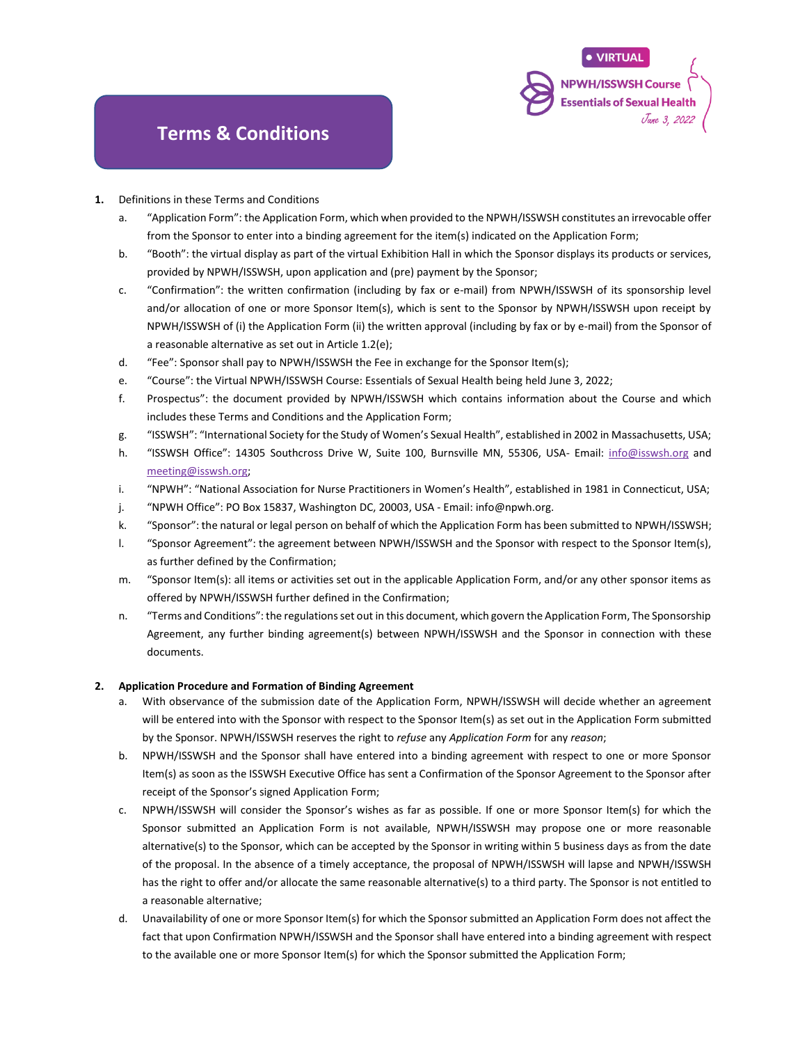# Terms & Conditions

1. Definitions in these Terms and Conditions
   a. "Application Form": the Application Form, which when provided to the NPWH/ISSWSH constitutes an irrevocable offer from the Sponsor to enter into a binding agreement for the item(s) indicated on the Application Form;
   b. "Booth": the virtual display as part of the virtual Exhibition Hall in which the Sponsor displays its products or services, provided by NPWH/ISSWSH, upon application and (pre) payment by the Sponsor;
   c. "Confirmation": the written confirmation (including by fax or e-mail) from NPWH/ISSWSH of its sponsorship level and/or allocation of one or more Sponsor Item(s), which is sent to the Sponsor by NPWH/ISSWSH upon receipt by NPWH/ISSWSH of (i) the Application Form (ii) the written approval (including by fax or by e-mail) from the Sponsor of a reasonable alternative as set out in Article 1.2(e);
   d. "Fee": Sponsor shall pay to NPWH/ISSWSH the Fee in exchange for the Sponsor Item(s);
   e. "Course": the Virtual NPWH/ISSWSH Course: Essentials of Sexual Health being held June 3, 2022;
   f. Prospectus": the document provided by NPWH/ISSWSH which contains information about the Course and which includes these Terms and Conditions and the Application Form;
   g. "ISSWSH": "International Society for the Study of Women's Sexual Health", established in 2002 in Massachusetts, USA;
   h. "ISSWSH Office": 14305 Southcross Drive W, Suite 100, Burnsville MN, 55306, USA- Email: info@isswsh.org and meeting@isswsh.org;
   i. "NPWH": "National Association for Nurse Practitioners in Women's Health", established in 1981 in Connecticut, USA;
   j. "NPWH Office": PO Box 15837, Washington DC, 20003, USA - Email: info@npwh.org.
   k. "Sponsor": the natural or legal person on behalf of which the Application Form has been submitted to NPWH/ISSWSH;
   l. "Sponsor Agreement": the agreement between NPWH/ISSWSH and the Sponsor with respect to the Sponsor Item(s), as further defined by the Confirmation;
   m. "Sponsor Item(s): all items or activities set out in the applicable Application Form, and/or any other sponsor items as offered by NPWH/ISSWSH further defined in the Confirmation;
   n. "Terms and Conditions": the regulations set out in this document, which govern the Application Form, The Sponsorship Agreement, any further binding agreement(s) between NPWH/ISSWSH and the Sponsor in connection with these documents.

2. **Application Procedure and Formation of Binding Agreement**
   a. With observance of the submission date of the Application Form, NPWH/ISSWSH will decide whether an agreement will be entered into with the Sponsor with respect to the Sponsor Item(s) as set out in the Application Form submitted by the Sponsor. NPWH/ISSWSH reserves the right to *refuse* any *Application Form* for any *reason*;
   b. NPWH/ISSWSH and the Sponsor shall have entered into a binding agreement with respect to one or more Sponsor Item(s) as soon as the ISSWSH Executive Office has sent a Confirmation of the Sponsor Agreement to the Sponsor after receipt of the Sponsor's signed Application Form;
   c. NPWH/ISSWSH will consider the Sponsor's wishes as far as possible. If one or more Sponsor Item(s) for which the Sponsor submitted an Application Form is not available, NPWH/ISSWSH may propose one or more reasonable alternative(s) to the Sponsor, which can be accepted by the Sponsor in writing within 5 business days as from the date of the proposal. In the absence of a timely acceptance, the proposal of NPWH/ISSWSH will lapse and NPWH/ISSWSH has the right to offer and/or allocate the same reasonable alternative(s) to a third party. The Sponsor is not entitled to a reasonable alternative;
   d. Unavailability of one or more Sponsor Item(s) for which the Sponsor submitted an Application Form does not affect the fact that upon Confirmation NPWH/ISSWSH and the Sponsor shall have entered into a binding agreement with respect to the available one or more Sponsor Item(s) for which the Sponsor submitted the Application Form;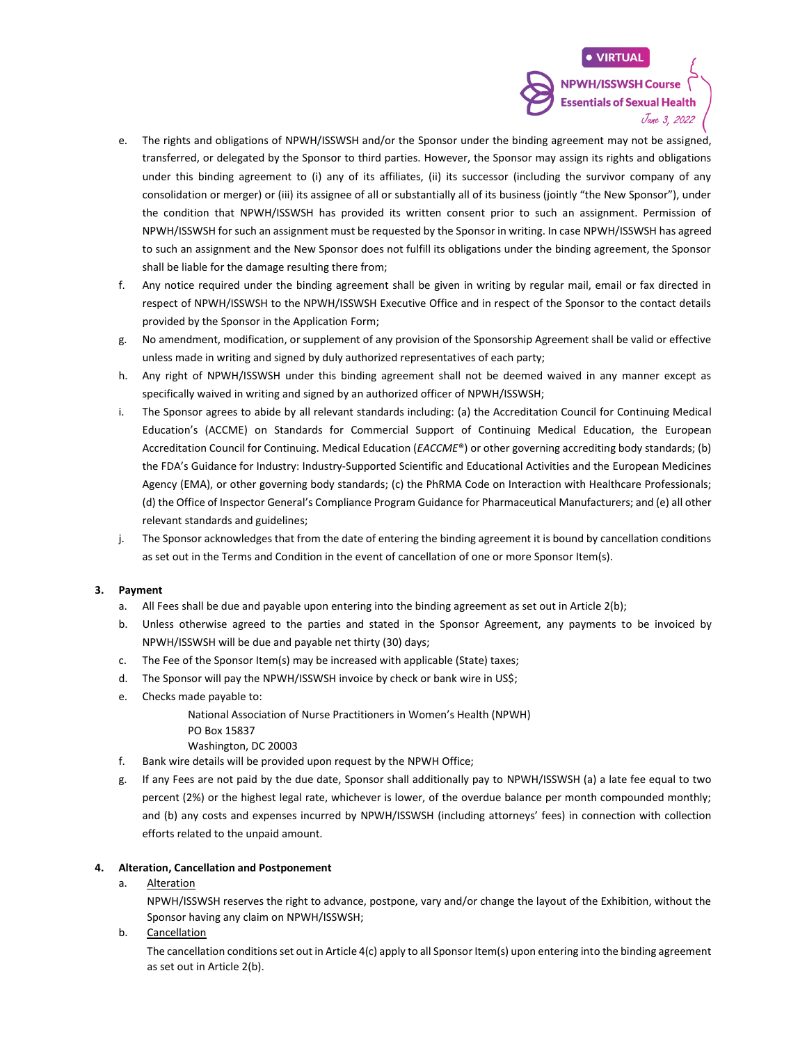e. The rights and obligations of NPWH/ISSWSH and/or the Sponsor under the binding agreement may not be assigned, transferred, or delegated by the Sponsor to third parties. However, the Sponsor may assign its rights and obligations under this binding agreement to (i) any of its affiliates, (ii) its successor (including the survivor company of any consolidation or merger) or (iii) its assignee of all or substantially all of its business (jointly "the New Sponsor"), under the condition that NPWH/ISSWSH has provided its written consent prior to such an assignment. Permission of NPWH/ISSWSH for such an assignment must be requested by the Sponsor in writing. In case NPWH/ISSWSH has agreed to such an assignment and the New Sponsor does not fulfill its obligations under the binding agreement, the Sponsor shall be liable for the damage resulting there from;

f. Any notice required under the binding agreement shall be given in writing by regular mail, email or fax directed in respect of NPWH/ISSWSH to the NPWH/ISSWSH Executive Office and in respect of the Sponsor to the contact details provided by the Sponsor in the Application Form;

g. No amendment, modification, or supplement of any provision of the Sponsorship Agreement shall be valid or effective unless made in writing and signed by duly authorized representatives of each party;

h. Any right of NPWH/ISSWSH under this binding agreement shall not be deemed waived in any manner except as specifically waived in writing and signed by an authorized officer of NPWH/ISSWSH;

i. The Sponsor agrees to abide by all relevant standards including: (a) the Accreditation Council for Continuing Medical Education's (ACCME) on Standards for Commercial Support of Continuing Medical Education, the European Accreditation Council for Continuing. Medical Education (*EACCME*®) or other governing accrediting body standards; (b) the FDA's Guidance for Industry: Industry-Supported Scientific and Educational Activities and the European Medicines Agency (EMA), or other governing body standards; (c) the PhRMA Code on Interaction with Healthcare Professionals; (d) the Office of Inspector General's Compliance Program Guidance for Pharmaceutical Manufacturers; and (e) all other relevant standards and guidelines;

j. The Sponsor acknowledges that from the date of entering the binding agreement it is bound by cancellation conditions as set out in the Terms and Condition in the event of cancellation of one or more Sponsor Item(s).

**3. Payment**

a. All Fees shall be due and payable upon entering into the binding agreement as set out in Article 2(b);

b. Unless otherwise agreed to the parties and stated in the Sponsor Agreement, any payments to be invoiced by NPWH/ISSWSH will be due and payable net thirty (30) days;

c. The Fee of the Sponsor Item(s) may be increased with applicable (State) taxes;

d. The Sponsor will pay the NPWH/ISSWSH invoice by check or bank wire in US$;

e. Checks made payable to:

National Association of Nurse Practitioners in Women's Health (NPWH)
PO Box 15837
Washington, DC 20003

f. Bank wire details will be provided upon request by the NPWH Office;

g. If any Fees are not paid by the due date, Sponsor shall additionally pay to NPWH/ISSWSH (a) a late fee equal to two percent (2%) or the highest legal rate, whichever is lower, of the overdue balance per month compounded monthly; and (b) any costs and expenses incurred by NPWH/ISSWSH (including attorneys' fees) in connection with collection efforts related to the unpaid amount.

**4. Alteration, Cancellation and Postponement**

a. Alteration

NPWH/ISSWSH reserves the right to advance, postpone, vary and/or change the layout of the Exhibition, without the Sponsor having any claim on NPWH/ISSWSH;

b. Cancellation

The cancellation conditions set out in Article 4(c) apply to all Sponsor Item(s) upon entering into the binding agreement as set out in Article 2(b).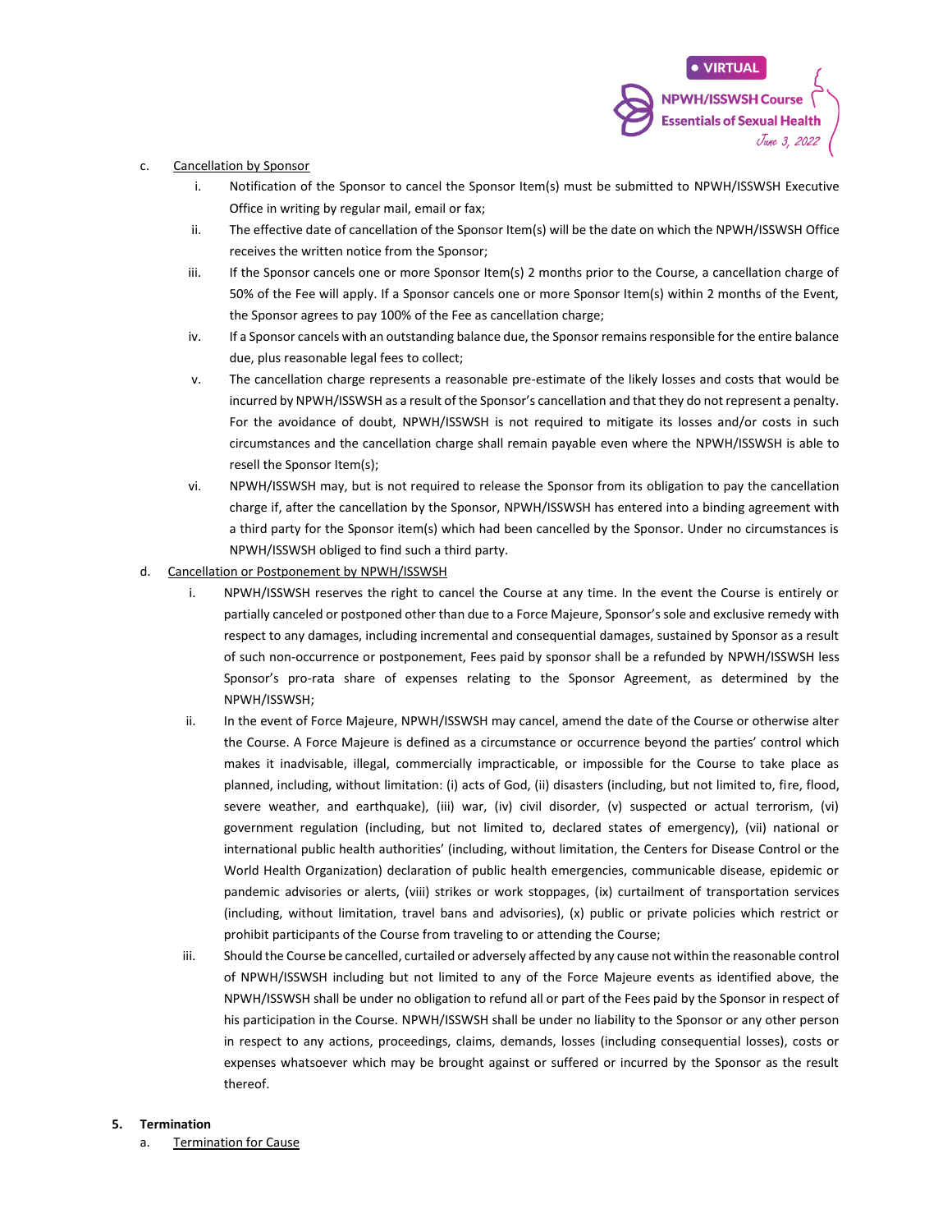c. <u>Cancellation by Sponsor</u>

   i. Notification of the Sponsor to cancel the Sponsor Item(s) must be submitted to NPWH/ISSWSH Executive Office in writing by regular mail, email or fax;

   ii. The effective date of cancellation of the Sponsor Item(s) will be the date on which the NPWH/ISSWSH Office receives the written notice from the Sponsor;

   iii. If the Sponsor cancels one or more Sponsor Item(s) 2 months prior to the Course, a cancellation charge of 50% of the Fee will apply. If a Sponsor cancels one or more Sponsor Item(s) within 2 months of the Event, the Sponsor agrees to pay 100% of the Fee as cancellation charge;

   iv. If a Sponsor cancels with an outstanding balance due, the Sponsor remains responsible for the entire balance due, plus reasonable legal fees to collect;

   v. The cancellation charge represents a reasonable pre-estimate of the likely losses and costs that would be incurred by NPWH/ISSWSH as a result of the Sponsor's cancellation and that they do not represent a penalty. For the avoidance of doubt, NPWH/ISSWSH is not required to mitigate its losses and/or costs in such circumstances and the cancellation charge shall remain payable even where the NPWH/ISSWSH is able to resell the Sponsor Item(s);

   vi. NPWH/ISSWSH may, but is not required to release the Sponsor from its obligation to pay the cancellation charge if, after the cancellation by the Sponsor, NPWH/ISSWSH has entered into a binding agreement with a third party for the Sponsor item(s) which had been cancelled by the Sponsor. Under no circumstances is NPWH/ISSWSH obliged to find such a third party.

d. <u>Cancellation or Postponement by NPWH/ISSWSH</u>

   i. NPWH/ISSWSH reserves the right to cancel the Course at any time. In the event the Course is entirely or partially canceled or postponed other than due to a Force Majeure, Sponsor's sole and exclusive remedy with respect to any damages, including incremental and consequential damages, sustained by Sponsor as a result of such non-occurrence or postponement, Fees paid by sponsor shall be a refunded by NPWH/ISSWSH less Sponsor's pro-rata share of expenses relating to the Sponsor Agreement, as determined by the NPWH/ISSWSH;

   ii. In the event of Force Majeure, NPWH/ISSWSH may cancel, amend the date of the Course or otherwise alter the Course. A Force Majeure is defined as a circumstance or occurrence beyond the parties' control which makes it inadvisable, illegal, commercially impracticable, or impossible for the Course to take place as planned, including, without limitation: (i) acts of God, (ii) disasters (including, but not limited to, fire, flood, severe weather, and earthquake), (iii) war, (iv) civil disorder, (v) suspected or actual terrorism, (vi) government regulation (including, but not limited to, declared states of emergency), (vii) national or international public health authorities' (including, without limitation, the Centers for Disease Control or the World Health Organization) declaration of public health emergencies, communicable disease, epidemic or pandemic advisories or alerts, (viii) strikes or work stoppages, (ix) curtailment of transportation services (including, without limitation, travel bans and advisories), (x) public or private policies which restrict or prohibit participants of the Course from traveling to or attending the Course;

   iii. Should the Course be cancelled, curtailed or adversely affected by any cause not within the reasonable control of NPWH/ISSWSH including but not limited to any of the Force Majeure events as identified above, the NPWH/ISSWSH shall be under no obligation to refund all or part of the Fees paid by the Sponsor in respect of his participation in the Course. NPWH/ISSWSH shall be under no liability to the Sponsor or any other person in respect to any actions, proceedings, claims, demands, losses (including consequential losses), costs or expenses whatsoever which may be brought against or suffered or incurred by the Sponsor as the result thereof.

**5. Termination**

a. <u>Termination for Cause</u>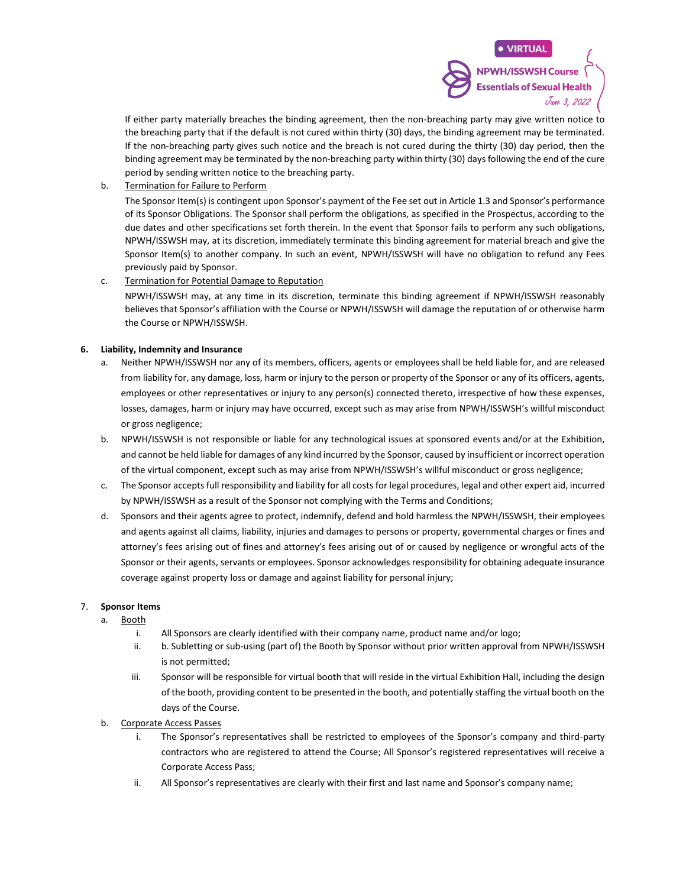If either party materially breaches the binding agreement, then the non-breaching party may give written notice to the breaching party that if the default is not cured within thirty (30) days, the binding agreement may be terminated. If the non-breaching party gives such notice and the breach is not cured during the thirty (30) day period, then the binding agreement may be terminated by the non-breaching party within thirty (30) days following the end of the cure period by sending written notice to the breaching party.

b. Termination for Failure to Perform

The Sponsor Item(s) is contingent upon Sponsor's payment of the Fee set out in Article 1.3 and Sponsor's performance of its Sponsor Obligations. The Sponsor shall perform the obligations, as specified in the Prospectus, according to the due dates and other specifications set forth therein. In the event that Sponsor fails to perform any such obligations, NPWH/ISSWSH may, at its discretion, immediately terminate this binding agreement for material breach and give the Sponsor Item(s) to another company. In such an event, NPWH/ISSWSH will have no obligation to refund any Fees previously paid by Sponsor.

c. Termination for Potential Damage to Reputation

NPWH/ISSWSH may, at any time in its discretion, terminate this binding agreement if NPWH/ISSWSH reasonably believes that Sponsor's affiliation with the Course or NPWH/ISSWSH will damage the reputation of or otherwise harm the Course or NPWH/ISSWSH.

**6. Liability, Indemnity and Insurance**

a. Neither NPWH/ISSWSH nor any of its members, officers, agents or employees shall be held liable for, and are released from liability for, any damage, loss, harm or injury to the person or property of the Sponsor or any of its officers, agents, employees or other representatives or injury to any person(s) connected thereto, irrespective of how these expenses, losses, damages, harm or injury may have occurred, except such as may arise from NPWH/ISSWSH's willful misconduct or gross negligence;

b. NPWH/ISSWSH is not responsible or liable for any technological issues at sponsored events and/or at the Exhibition, and cannot be held liable for damages of any kind incurred by the Sponsor, caused by insufficient or incorrect operation of the virtual component, except such as may arise from NPWH/ISSWSH's willful misconduct or gross negligence;

c. The Sponsor accepts full responsibility and liability for all costs for legal procedures, legal and other expert aid, incurred by NPWH/ISSWSH as a result of the Sponsor not complying with the Terms and Conditions;

d. Sponsors and their agents agree to protect, indemnify, defend and hold harmless the NPWH/ISSWSH, their employees and agents against all claims, liability, injuries and damages to persons or property, governmental charges or fines and attorney's fees arising out of fines and attorney's fees arising out of or caused by negligence or wrongful acts of the Sponsor or their agents, servants or employees. Sponsor acknowledges responsibility for obtaining adequate insurance coverage against property loss or damage and against liability for personal injury;

**7. Sponsor Items**

a. Booth

   i. All Sponsors are clearly identified with their company name, product name and/or logo;

   ii. b. Subletting or sub-using (part of) the Booth by Sponsor without prior written approval from NPWH/ISSWSH is not permitted;

   iii. Sponsor will be responsible for virtual booth that will reside in the virtual Exhibition Hall, including the design of the booth, providing content to be presented in the booth, and potentially staffing the virtual booth on the days of the Course.

b. Corporate Access Passes

   i. The Sponsor's representatives shall be restricted to employees of the Sponsor's company and third-party contractors who are registered to attend the Course; All Sponsor's registered representatives will receive a Corporate Access Pass;

   ii. All Sponsor's representatives are clearly with their first and last name and Sponsor's company name;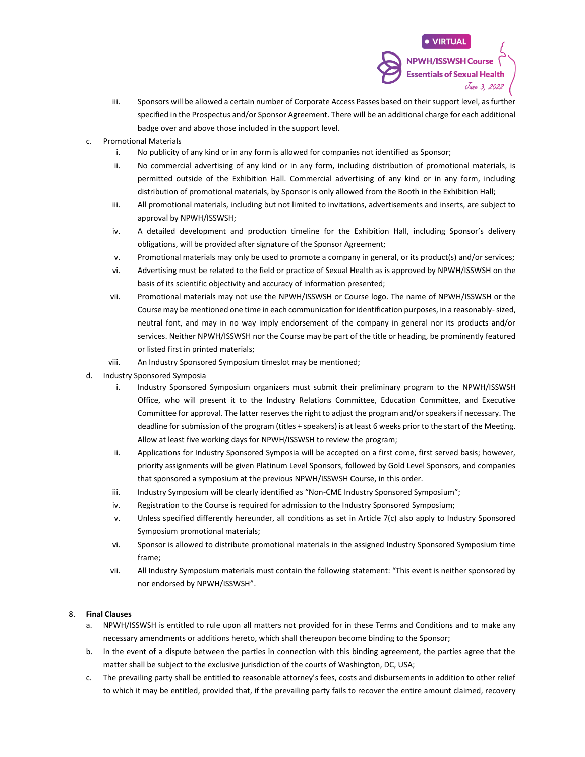iii. Sponsors will be allowed a certain number of Corporate Access Passes based on their support level, as further specified in the Prospectus and/or Sponsor Agreement. There will be an additional charge for each additional badge over and above those included in the support level.

c. Promotional Materials
   i. No publicity of any kind or in any form is allowed for companies not identified as Sponsor;
   ii. No commercial advertising of any kind or in any form, including distribution of promotional materials, is permitted outside of the Exhibition Hall. Commercial advertising of any kind or in any form, including distribution of promotional materials, by Sponsor is only allowed from the Booth in the Exhibition Hall;
   iii. All promotional materials, including but not limited to invitations, advertisements and inserts, are subject to approval by NPWH/ISSWSH;
   iv. A detailed development and production timeline for the Exhibition Hall, including Sponsor's delivery obligations, will be provided after signature of the Sponsor Agreement;
   v. Promotional materials may only be used to promote a company in general, or its product(s) and/or services;
   vi. Advertising must be related to the field or practice of Sexual Health as is approved by NPWH/ISSWSH on the basis of its scientific objectivity and accuracy of information presented;
   vii. Promotional materials may not use the NPWH/ISSWSH or Course logo. The name of NPWH/ISSWSH or the Course may be mentioned one time in each communication for identification purposes, in a reasonably- sized, neutral font, and may in no way imply endorsement of the company in general nor its products and/or services. Neither NPWH/ISSWSH nor the Course may be part of the title or heading, be prominently featured or listed first in printed materials;
   viii. An Industry Sponsored Symposium timeslot may be mentioned;

d. Industry Sponsored Symposia
   i. Industry Sponsored Symposium organizers must submit their preliminary program to the NPWH/ISSWSH Office, who will present it to the Industry Relations Committee, Education Committee, and Executive Committee for approval. The latter reserves the right to adjust the program and/or speakers if necessary. The deadline for submission of the program (titles + speakers) is at least 6 weeks prior to the start of the Meeting. Allow at least five working days for NPWH/ISSWSH to review the program;
   ii. Applications for Industry Sponsored Symposia will be accepted on a first come, first served basis; however, priority assignments will be given Platinum Level Sponsors, followed by Gold Level Sponsors, and companies that sponsored a symposium at the previous NPWH/ISSWSH Course, in this order.
   iii. Industry Symposium will be clearly identified as "Non-CME Industry Sponsored Symposium";
   iv. Registration to the Course is required for admission to the Industry Sponsored Symposium;
   v. Unless specified differently hereunder, all conditions as set in Article 7(c) also apply to Industry Sponsored Symposium promotional materials;
   vi. Sponsor is allowed to distribute promotional materials in the assigned Industry Sponsored Symposium time frame;
   vii. All Industry Symposium materials must contain the following statement: "This event is neither sponsored by nor endorsed by NPWH/ISSWSH".

8. **Final Clauses**
   a. NPWH/ISSWSH is entitled to rule upon all matters not provided for in these Terms and Conditions and to make any necessary amendments or additions hereto, which shall thereupon become binding to the Sponsor;
   b. In the event of a dispute between the parties in connection with this binding agreement, the parties agree that the matter shall be subject to the exclusive jurisdiction of the courts of Washington, DC, USA;
   c. The prevailing party shall be entitled to reasonable attorney's fees, costs and disbursements in addition to other relief to which it may be entitled, provided that, if the prevailing party fails to recover the entire amount claimed, recovery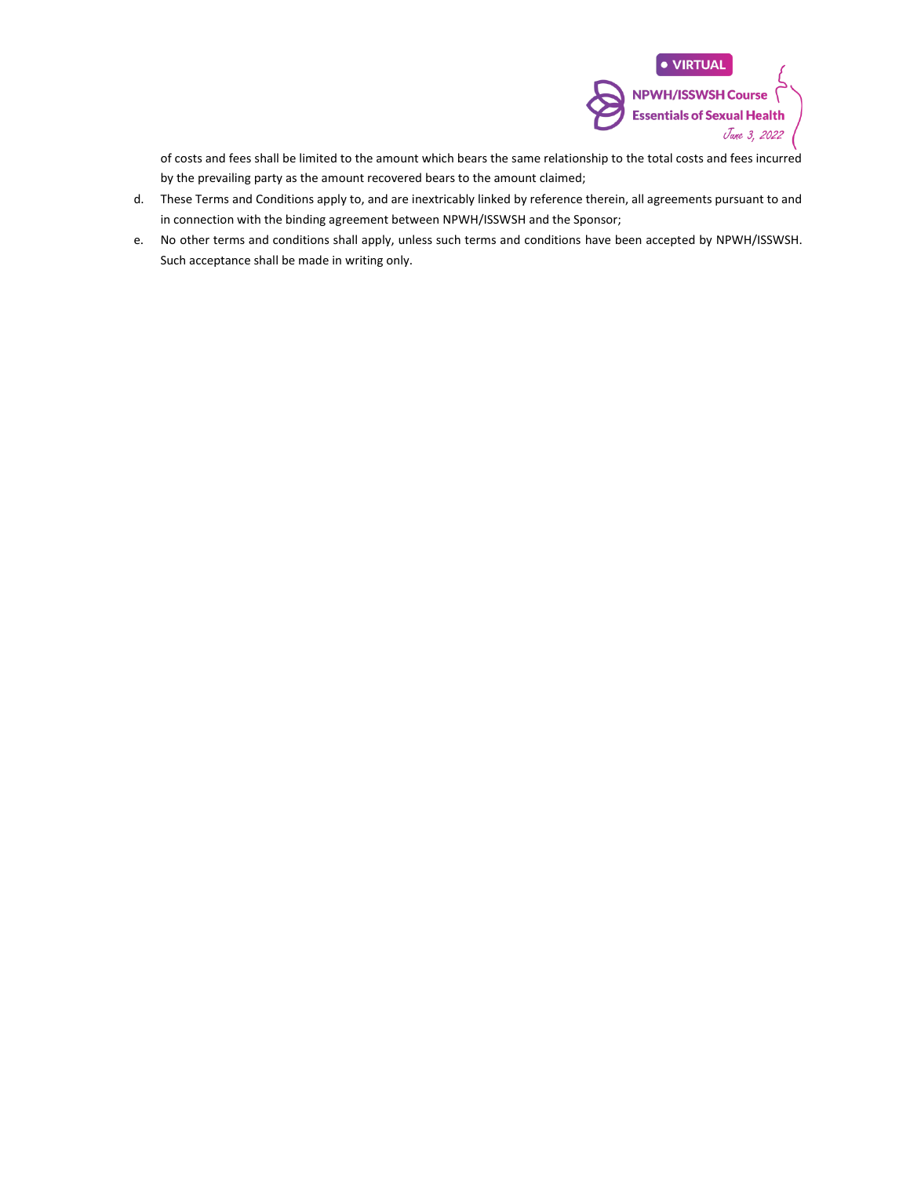of costs and fees shall be limited to the amount which bears the same relationship to the total costs and fees incurred by the prevailing party as the amount recovered bears to the amount claimed;

d. These Terms and Conditions apply to, and are inextricably linked by reference therein, all agreements pursuant to and in connection with the binding agreement between NPWH/ISSWSH and the Sponsor;

e. No other terms and conditions shall apply, unless such terms and conditions have been accepted by NPWH/ISSWSH. Such acceptance shall be made in writing only.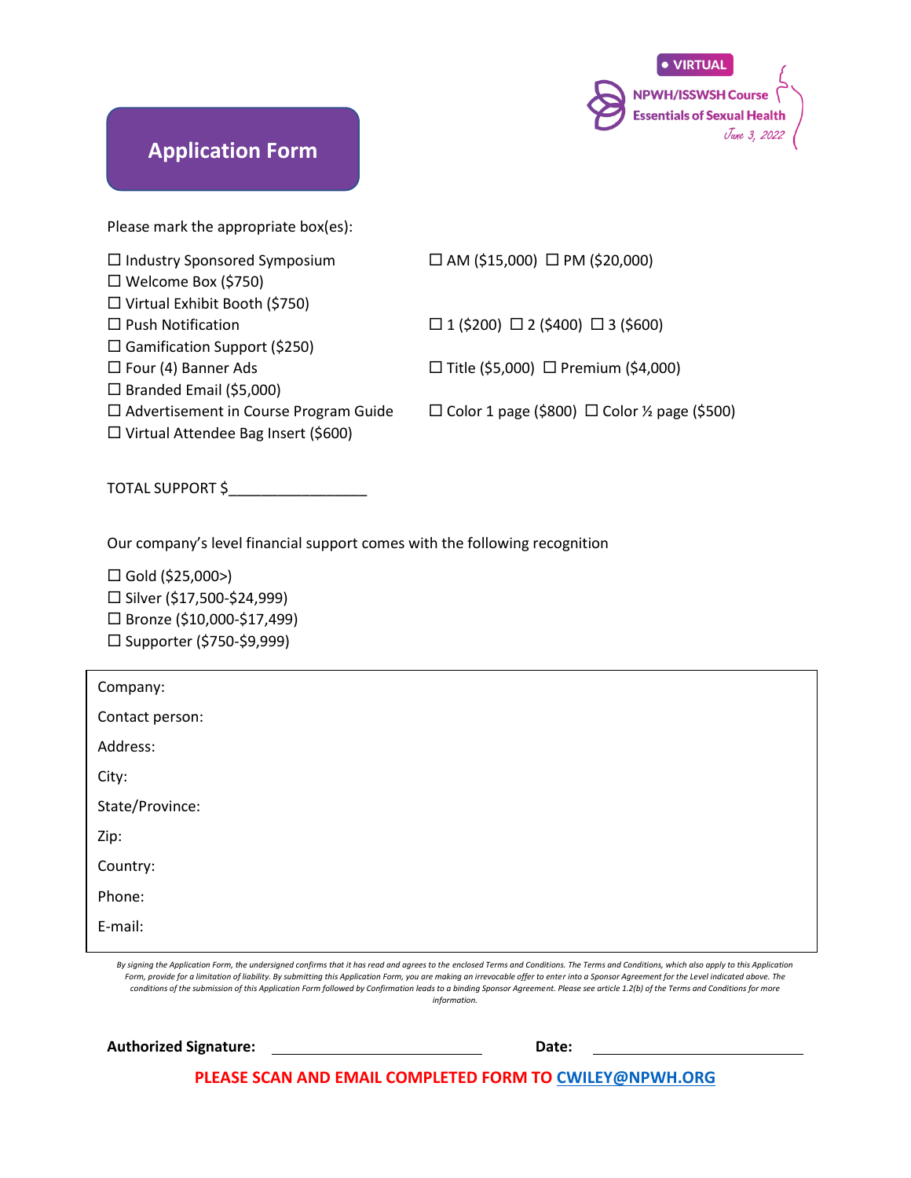VIRTUAL

NPWH/ISSWSH Course
Essentials of Sexual Health
June 3, 2022

# Application Form

Please mark the appropriate box(es):

- ☐ Industry Sponsored Symposium — ☐ AM ($15,000) ☐ PM ($20,000)
- ☐ Welcome Box ($750)
- ☐ Virtual Exhibit Booth ($750)
- ☐ Push Notification — ☐ 1 ($200) ☐ 2 ($400) ☐ 3 ($600)
- ☐ Gamification Support ($250)
- ☐ Four (4) Banner Ads — ☐ Title ($5,000) ☐ Premium ($4,000)
- ☐ Branded Email ($5,000)
- ☐ Advertisement in Course Program Guide — ☐ Color 1 page ($800) ☐ Color ½ page ($500)
- ☐ Virtual Attendee Bag Insert ($600)

TOTAL SUPPORT $_________________

Our company's level financial support comes with the following recognition

- ☐ Gold ($25,000>)
- ☐ Silver ($17,500-$24,999)
- ☐ Bronze ($10,000-$17,499)
- ☐ Supporter ($750-$9,999)

Company:

Contact person:

Address:

City:

State/Province:

Zip:

Country:

Phone:

E-mail:

*By signing the Application Form, the undersigned confirms that it has read and agrees to the enclosed Terms and Conditions. The Terms and Conditions, which also apply to this Application Form, provide for a limitation of liability. By submitting this Application Form, you are making an irrevocable offer to enter into a Sponsor Agreement for the Level indicated above. The conditions of the submission of this Application Form followed by Confirmation leads to a binding Sponsor Agreement. Please see article 1.2(b) of the Terms and Conditions for more information.*

**Authorized Signature:** ____________________________ **Date:** ____________________________

**PLEASE SCAN AND EMAIL COMPLETED FORM TO CWILEY@NPWH.ORG**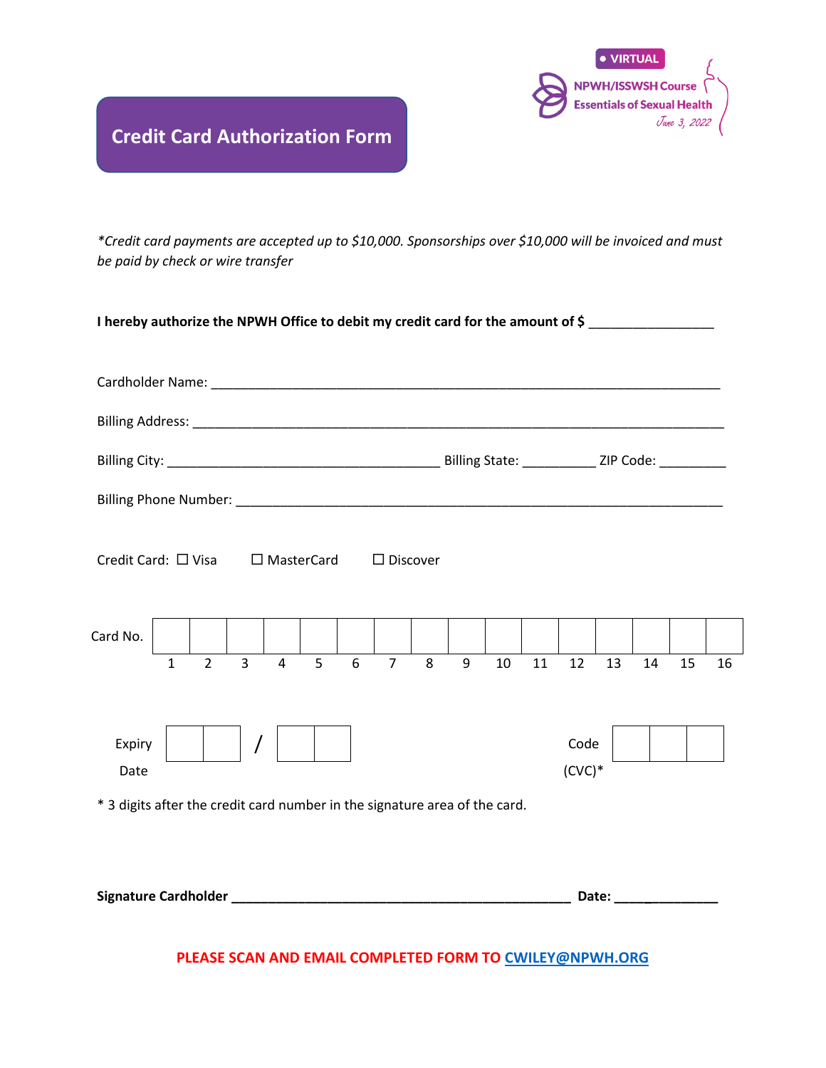VIRTUAL

NPWH/ISSWSH Course
Essentials of Sexual Health
June 3, 2022

# Credit Card Authorization Form

*\*Credit card payments are accepted up to $10,000. Sponsorships over $10,000 will be invoiced and must be paid by check or wire transfer*

**I hereby authorize the NPWH Office to debit my credit card for the amount of $ _________________**

Cardholder Name: ______________________________________________________________________

Billing Address: ________________________________________________________________________

Billing City: _____________________________________ Billing State: __________ ZIP Code: _________

Billing Phone Number: __________________________________________________________________

Credit Card: ☐ Visa ☐ MasterCard ☐ Discover

Card No.

| 1 | 2 | 3 | 4 | 5 | 6 | 7 | 8 | 9 | 10 | 11 | 12 | 13 | 14 | 15 | 16 |
|---|---|---|---|---|---|---|---|---|---|---|---|---|---|---|---|
| | | | | | | | | | | | | | | | |

Expiry Date ☐☐ / ☐☐

Code (CVC)* ☐☐☐

\* 3 digits after the credit card number in the signature area of the card.

**Signature Cardholder ______________________________________________ Date: ______________**

**PLEASE SCAN AND EMAIL COMPLETED FORM TO CWILEY@NPWH.ORG**